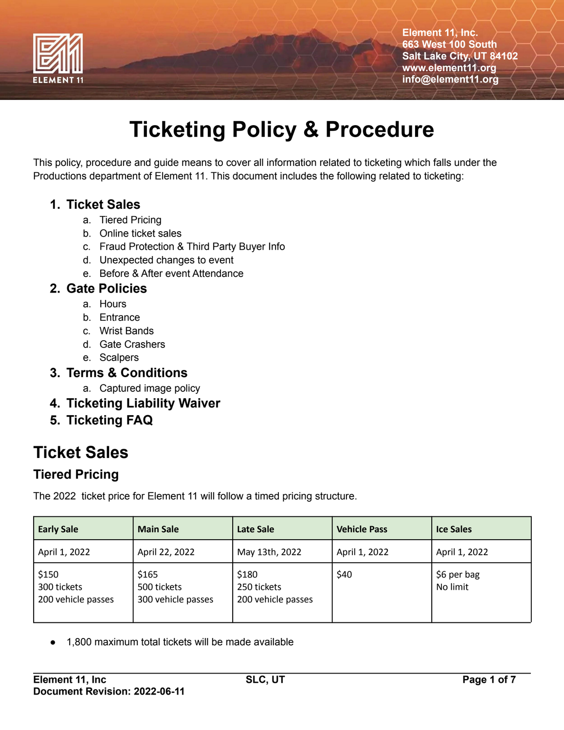Element 11, Inc.
663 West 100 South
Salt Lake City, UT 84102
www.element11.org
info@element11.org

# Ticketing Policy & Procedure

This policy, procedure and guide means to cover all information related to ticketing which falls under the Productions department of Element 11. This document includes the following related to ticketing:

1. **Ticket Sales**
   a. Tiered Pricing
   b. Online ticket sales
   c. Fraud Protection & Third Party Buyer Info
   d. Unexpected changes to event
   e. Before & After event Attendance
2. **Gate Policies**
   a. Hours
   b. Entrance
   c. Wrist Bands
   d. Gate Crashers
   e. Scalpers
3. **Terms & Conditions**
   a. Captured image policy
4. **Ticketing Liability Waiver**
5. **Ticketing FAQ**

## Ticket Sales

### Tiered Pricing

The 2022 ticket price for Element 11 will follow a timed pricing structure.

| Early Sale | Main Sale | Late Sale | Vehicle Pass | Ice Sales |
|---|---|---|---|---|
| April 1, 2022 | April 22, 2022 | May 13th, 2022 | April 1, 2022 | April 1, 2022 |
| $150<br>300 tickets<br>200 vehicle passes | $165<br>500 tickets<br>300 vehicle passes | $180<br>250 tickets<br>200 vehicle passes | $40 | $6 per bag<br>No limit |

- 1,800 maximum total tickets will be made available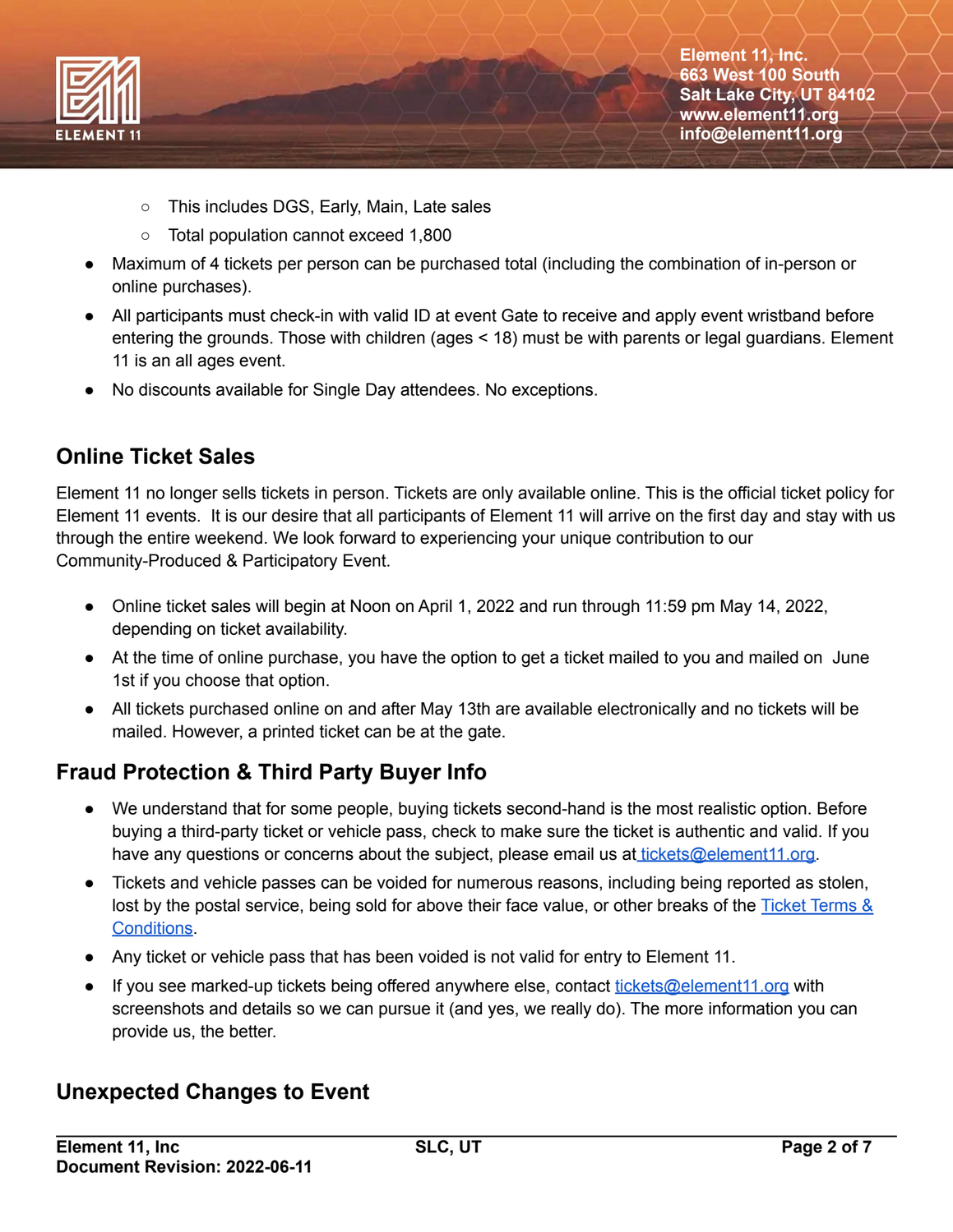- This includes DGS, Early, Main, Late sales
- Total population cannot exceed 1,800

- Maximum of 4 tickets per person can be purchased total (including the combination of in-person or online purchases).
- All participants must check-in with valid ID at event Gate to receive and apply event wristband before entering the grounds. Those with children (ages < 18) must be with parents or legal guardians. Element 11 is an all ages event.
- No discounts available for Single Day attendees. No exceptions.

## Online Ticket Sales

Element 11 no longer sells tickets in person. Tickets are only available online. This is the official ticket policy for Element 11 events. It is our desire that all participants of Element 11 will arrive on the first day and stay with us through the entire weekend. We look forward to experiencing your unique contribution to our Community-Produced & Participatory Event.

- Online ticket sales will begin at Noon on April 1, 2022 and run through 11:59 pm May 14, 2022, depending on ticket availability.
- At the time of online purchase, you have the option to get a ticket mailed to you and mailed on June 1st if you choose that option.
- All tickets purchased online on and after May 13th are available electronically and no tickets will be mailed. However, a printed ticket can be at the gate.

## Fraud Protection & Third Party Buyer Info

- We understand that for some people, buying tickets second-hand is the most realistic option. Before buying a third-party ticket or vehicle pass, check to make sure the ticket is authentic and valid. If you have any questions or concerns about the subject, please email us at tickets@element11.org.
- Tickets and vehicle passes can be voided for numerous reasons, including being reported as stolen, lost by the postal service, being sold for above their face value, or other breaks of the Ticket Terms & Conditions.
- Any ticket or vehicle pass that has been voided is not valid for entry to Element 11.
- If you see marked-up tickets being offered anywhere else, contact tickets@element11.org with screenshots and details so we can pursue it (and yes, we really do). The more information you can provide us, the better.

## Unexpected Changes to Event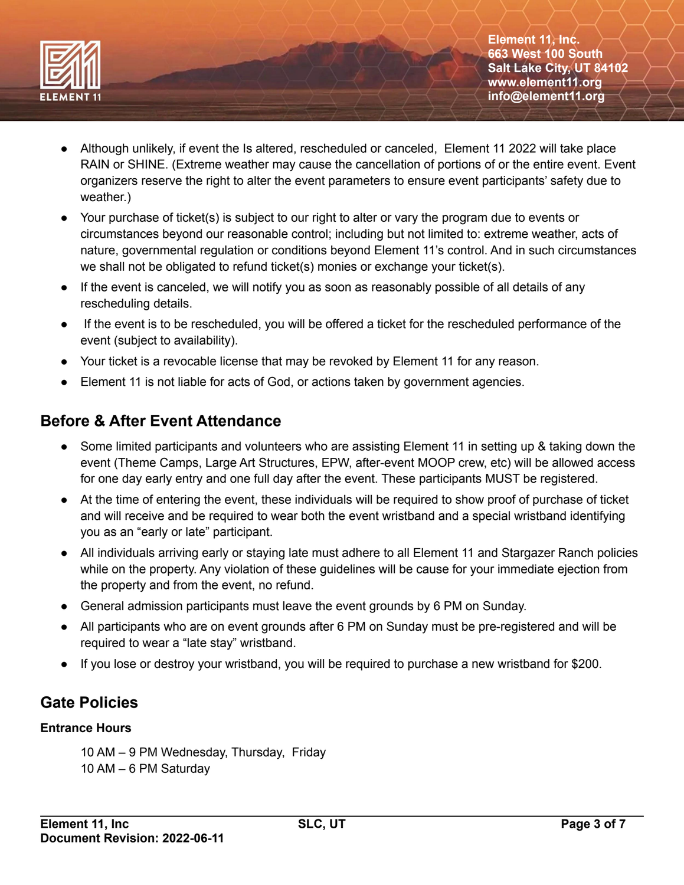- Although unlikely, if event the Is altered, rescheduled or canceled,  Element 11 2022 will take place RAIN or SHINE. (Extreme weather may cause the cancellation of portions of or the entire event. Event organizers reserve the right to alter the event parameters to ensure event participants' safety due to weather.)
- Your purchase of ticket(s) is subject to our right to alter or vary the program due to events or circumstances beyond our reasonable control; including but not limited to: extreme weather, acts of nature, governmental regulation or conditions beyond Element 11's control. And in such circumstances we shall not be obligated to refund ticket(s) monies or exchange your ticket(s).
- If the event is canceled, we will notify you as soon as reasonably possible of all details of any rescheduling details.
- If the event is to be rescheduled, you will be offered a ticket for the rescheduled performance of the event (subject to availability).
- Your ticket is a revocable license that may be revoked by Element 11 for any reason.
- Element 11 is not liable for acts of God, or actions taken by government agencies.

## Before & After Event Attendance

- Some limited participants and volunteers who are assisting Element 11 in setting up & taking down the event (Theme Camps, Large Art Structures, EPW, after-event MOOP crew, etc) will be allowed access for one day early entry and one full day after the event. These participants MUST be registered.
- At the time of entering the event, these individuals will be required to show proof of purchase of ticket and will receive and be required to wear both the event wristband and a special wristband identifying you as an "early or late" participant.
- All individuals arriving early or staying late must adhere to all Element 11 and Stargazer Ranch policies while on the property. Any violation of these guidelines will be cause for your immediate ejection from the property and from the event, no refund.
- General admission participants must leave the event grounds by 6 PM on Sunday.
- All participants who are on event grounds after 6 PM on Sunday must be pre-registered and will be required to wear a "late stay" wristband.
- If you lose or destroy your wristband, you will be required to purchase a new wristband for $200.

## Gate Policies

### Entrance Hours

10 AM – 9 PM Wednesday, Thursday,  Friday
10 AM – 6 PM Saturday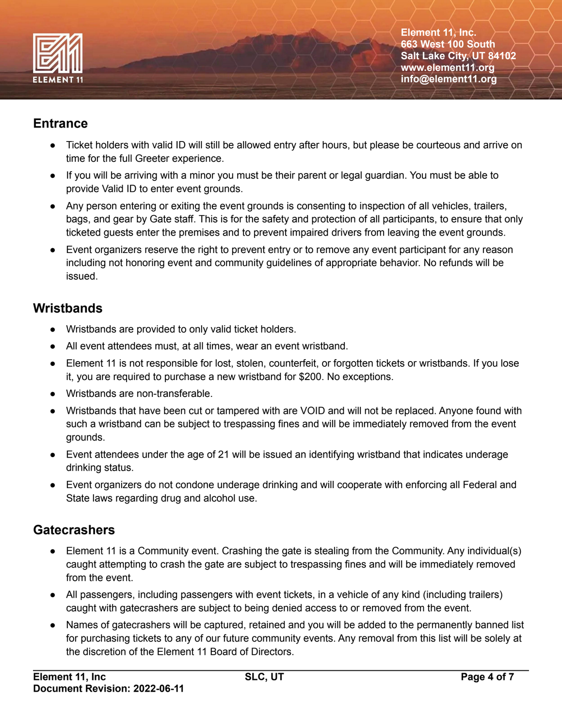## Entrance

- Ticket holders with valid ID will still be allowed entry after hours, but please be courteous and arrive on time for the full Greeter experience.
- If you will be arriving with a minor you must be their parent or legal guardian. You must be able to provide Valid ID to enter event grounds.
- Any person entering or exiting the event grounds is consenting to inspection of all vehicles, trailers, bags, and gear by Gate staff. This is for the safety and protection of all participants, to ensure that only ticketed guests enter the premises and to prevent impaired drivers from leaving the event grounds.
- Event organizers reserve the right to prevent entry or to remove any event participant for any reason including not honoring event and community guidelines of appropriate behavior. No refunds will be issued.

## Wristbands

- Wristbands are provided to only valid ticket holders.
- All event attendees must, at all times, wear an event wristband.
- Element 11 is not responsible for lost, stolen, counterfeit, or forgotten tickets or wristbands. If you lose it, you are required to purchase a new wristband for $200. No exceptions.
- Wristbands are non-transferable.
- Wristbands that have been cut or tampered with are VOID and will not be replaced. Anyone found with such a wristband can be subject to trespassing fines and will be immediately removed from the event grounds.
- Event attendees under the age of 21 will be issued an identifying wristband that indicates underage drinking status.
- Event organizers do not condone underage drinking and will cooperate with enforcing all Federal and State laws regarding drug and alcohol use.

## Gatecrashers

- Element 11 is a Community event. Crashing the gate is stealing from the Community. Any individual(s) caught attempting to crash the gate are subject to trespassing fines and will be immediately removed from the event.
- All passengers, including passengers with event tickets, in a vehicle of any kind (including trailers) caught with gatecrashers are subject to being denied access to or removed from the event.
- Names of gatecrashers will be captured, retained and you will be added to the permanently banned list for purchasing tickets to any of our future community events. Any removal from this list will be solely at the discretion of the Element 11 Board of Directors.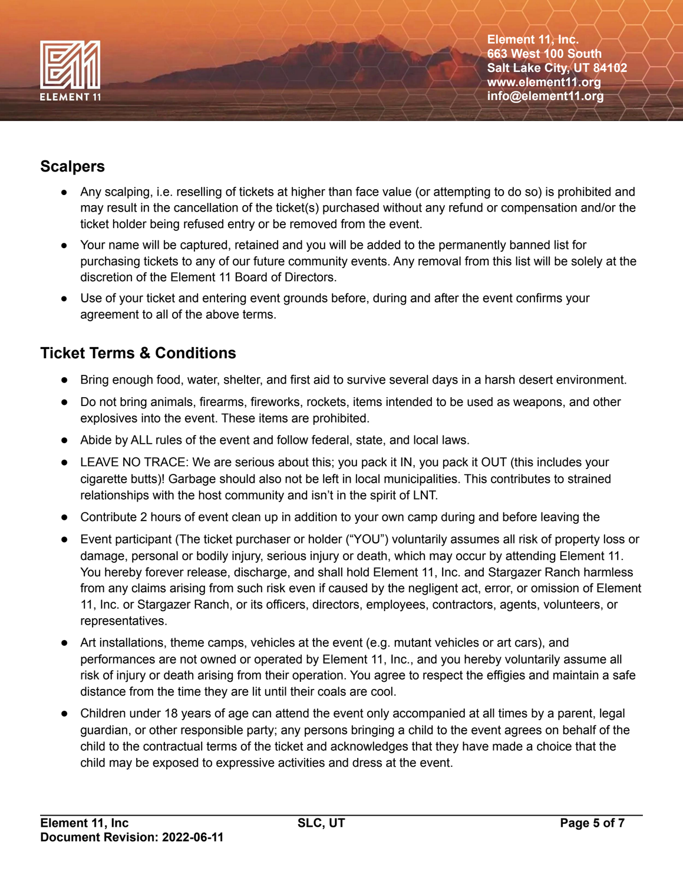## Scalpers

- Any scalping, i.e. reselling of tickets at higher than face value (or attempting to do so) is prohibited and may result in the cancellation of the ticket(s) purchased without any refund or compensation and/or the ticket holder being refused entry or be removed from the event.
- Your name will be captured, retained and you will be added to the permanently banned list for purchasing tickets to any of our future community events. Any removal from this list will be solely at the discretion of the Element 11 Board of Directors.
- Use of your ticket and entering event grounds before, during and after the event confirms your agreement to all of the above terms.

## Ticket Terms & Conditions

- Bring enough food, water, shelter, and first aid to survive several days in a harsh desert environment.
- Do not bring animals, firearms, fireworks, rockets, items intended to be used as weapons, and other explosives into the event. These items are prohibited.
- Abide by ALL rules of the event and follow federal, state, and local laws.
- LEAVE NO TRACE: We are serious about this; you pack it IN, you pack it OUT (this includes your cigarette butts)! Garbage should also not be left in local municipalities. This contributes to strained relationships with the host community and isn't in the spirit of LNT.
- Contribute 2 hours of event clean up in addition to your own camp during and before leaving the
- Event participant (The ticket purchaser or holder ("YOU") voluntarily assumes all risk of property loss or damage, personal or bodily injury, serious injury or death, which may occur by attending Element 11. You hereby forever release, discharge, and shall hold Element 11, Inc. and Stargazer Ranch harmless from any claims arising from such risk even if caused by the negligent act, error, or omission of Element 11, Inc. or Stargazer Ranch, or its officers, directors, employees, contractors, agents, volunteers, or representatives.
- Art installations, theme camps, vehicles at the event (e.g. mutant vehicles or art cars), and performances are not owned or operated by Element 11, Inc., and you hereby voluntarily assume all risk of injury or death arising from their operation. You agree to respect the effigies and maintain a safe distance from the time they are lit until their coals are cool.
- Children under 18 years of age can attend the event only accompanied at all times by a parent, legal guardian, or other responsible party; any persons bringing a child to the event agrees on behalf of the child to the contractual terms of the ticket and acknowledges that they have made a choice that the child may be exposed to expressive activities and dress at the event.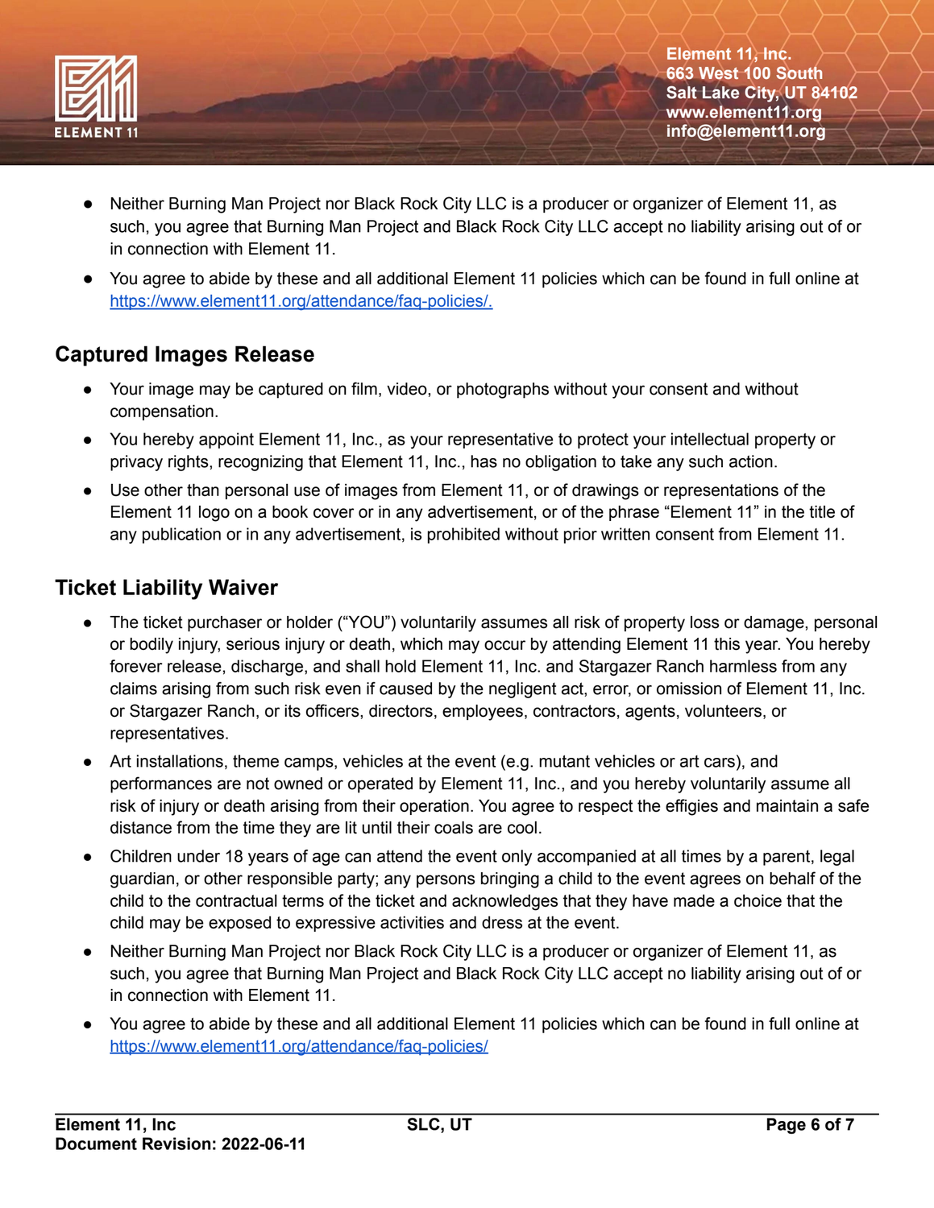- Neither Burning Man Project nor Black Rock City LLC is a producer or organizer of Element 11, as such, you agree that Burning Man Project and Black Rock City LLC accept no liability arising out of or in connection with Element 11.
- You agree to abide by these and all additional Element 11 policies which can be found in full online at [https://www.element11.org/attendance/faq-policies/.](https://www.element11.org/attendance/faq-policies/)

## Captured Images Release

- Your image may be captured on film, video, or photographs without your consent and without compensation.
- You hereby appoint Element 11, Inc., as your representative to protect your intellectual property or privacy rights, recognizing that Element 11, Inc., has no obligation to take any such action.
- Use other than personal use of images from Element 11, or of drawings or representations of the Element 11 logo on a book cover or in any advertisement, or of the phrase "Element 11" in the title of any publication or in any advertisement, is prohibited without prior written consent from Element 11.

## Ticket Liability Waiver

- The ticket purchaser or holder ("YOU") voluntarily assumes all risk of property loss or damage, personal or bodily injury, serious injury or death, which may occur by attending Element 11 this year. You hereby forever release, discharge, and shall hold Element 11, Inc. and Stargazer Ranch harmless from any claims arising from such risk even if caused by the negligent act, error, or omission of Element 11, Inc. or Stargazer Ranch, or its officers, directors, employees, contractors, agents, volunteers, or representatives.
- Art installations, theme camps, vehicles at the event (e.g. mutant vehicles or art cars), and performances are not owned or operated by Element 11, Inc., and you hereby voluntarily assume all risk of injury or death arising from their operation. You agree to respect the effigies and maintain a safe distance from the time they are lit until their coals are cool.
- Children under 18 years of age can attend the event only accompanied at all times by a parent, legal guardian, or other responsible party; any persons bringing a child to the event agrees on behalf of the child to the contractual terms of the ticket and acknowledges that they have made a choice that the child may be exposed to expressive activities and dress at the event.
- Neither Burning Man Project nor Black Rock City LLC is a producer or organizer of Element 11, as such, you agree that Burning Man Project and Black Rock City LLC accept no liability arising out of or in connection with Element 11.
- You agree to abide by these and all additional Element 11 policies which can be found in full online at [https://www.element11.org/attendance/faq-policies/](https://www.element11.org/attendance/faq-policies/)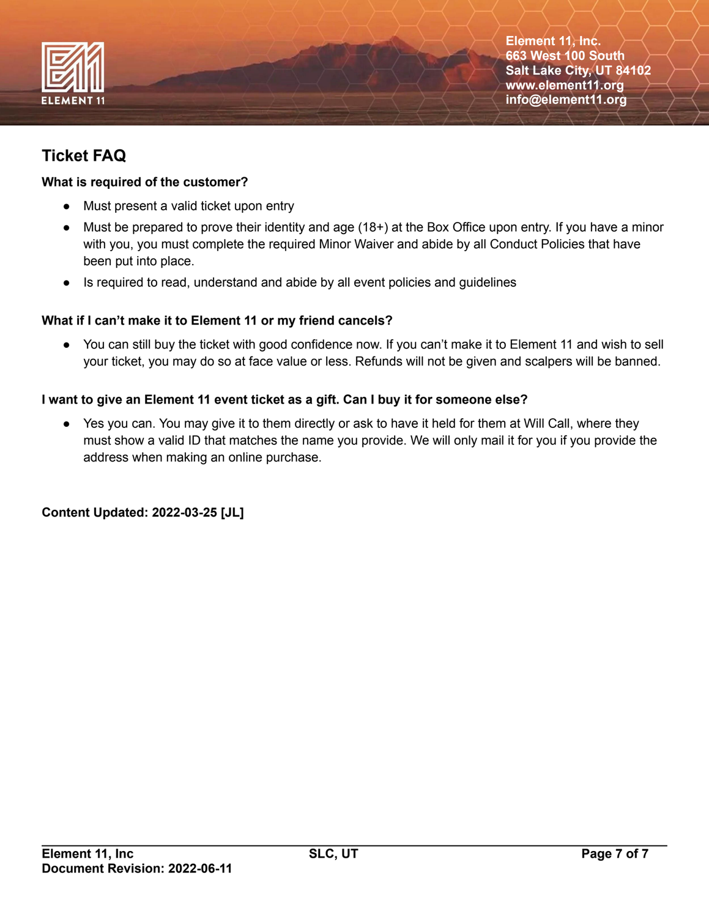## Ticket FAQ

**What is required of the customer?**

- Must present a valid ticket upon entry
- Must be prepared to prove their identity and age (18+) at the Box Office upon entry. If you have a minor with you, you must complete the required Minor Waiver and abide by all Conduct Policies that have been put into place.
- Is required to read, understand and abide by all event policies and guidelines

**What if I can't make it to Element 11 or my friend cancels?**

- You can still buy the ticket with good confidence now. If you can't make it to Element 11 and wish to sell your ticket, you may do so at face value or less. Refunds will not be given and scalpers will be banned.

**I want to give an Element 11 event ticket as a gift. Can I buy it for someone else?**

- Yes you can. You may give it to them directly or ask to have it held for them at Will Call, where they must show a valid ID that matches the name you provide. We will only mail it for you if you provide the address when making an online purchase.

**Content Updated: 2022-03-25 [JL]**